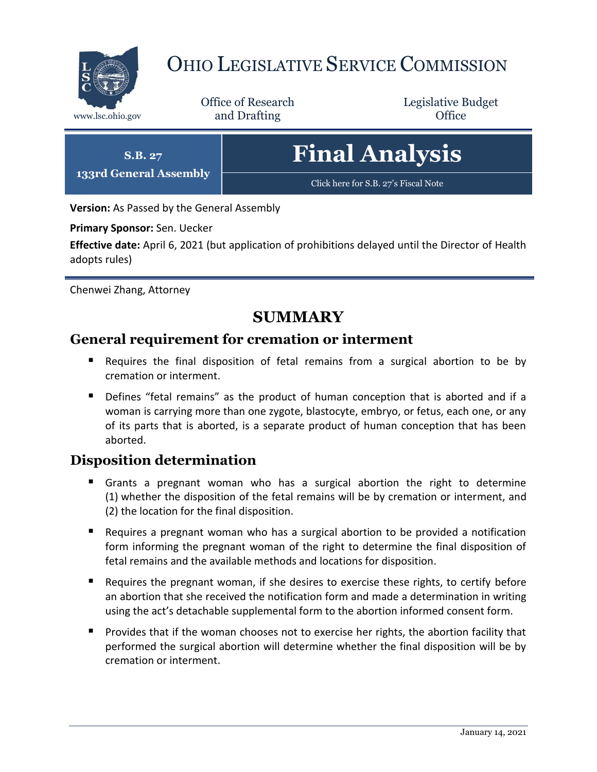# OHIO LEGISLATIVE SERVICE COMMISSION

www.lsc.ohio.gov

Office of Research and Drafting

Legislative Budget Office

**S.B. 27**
**133rd General Assembly**

# Final Analysis

Click here for S.B. 27's Fiscal Note

**Version:** As Passed by the General Assembly

**Primary Sponsor:** Sen. Uecker

**Effective date:** April 6, 2021 (but application of prohibitions delayed until the Director of Health adopts rules)

Chenwei Zhang, Attorney

## SUMMARY

### General requirement for cremation or interment

- Requires the final disposition of fetal remains from a surgical abortion to be by cremation or interment.
- Defines "fetal remains" as the product of human conception that is aborted and if a woman is carrying more than one zygote, blastocyte, embryo, or fetus, each one, or any of its parts that is aborted, is a separate product of human conception that has been aborted.

### Disposition determination

- Grants a pregnant woman who has a surgical abortion the right to determine (1) whether the disposition of the fetal remains will be by cremation or interment, and (2) the location for the final disposition.
- Requires a pregnant woman who has a surgical abortion to be provided a notification form informing the pregnant woman of the right to determine the final disposition of fetal remains and the available methods and locations for disposition.
- Requires the pregnant woman, if she desires to exercise these rights, to certify before an abortion that she received the notification form and made a determination in writing using the act's detachable supplemental form to the abortion informed consent form.
- Provides that if the woman chooses not to exercise her rights, the abortion facility that performed the surgical abortion will determine whether the final disposition will be by cremation or interment.

January 14, 2021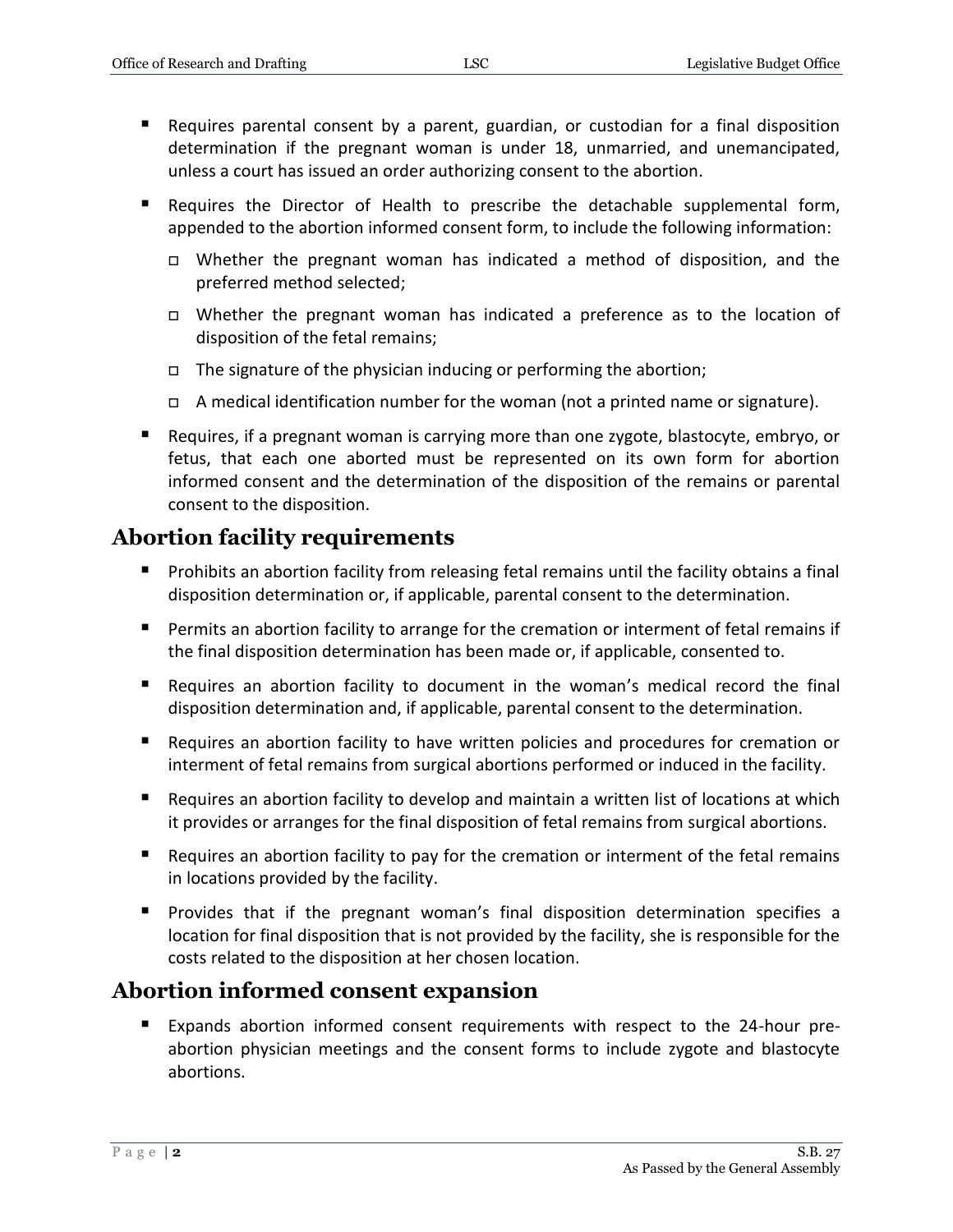- Requires parental consent by a parent, guardian, or custodian for a final disposition determination if the pregnant woman is under 18, unmarried, and unemancipated, unless a court has issued an order authorizing consent to the abortion.
- Requires the Director of Health to prescribe the detachable supplemental form, appended to the abortion informed consent form, to include the following information:
  - Whether the pregnant woman has indicated a method of disposition, and the preferred method selected;
  - Whether the pregnant woman has indicated a preference as to the location of disposition of the fetal remains;
  - The signature of the physician inducing or performing the abortion;
  - A medical identification number for the woman (not a printed name or signature).
- Requires, if a pregnant woman is carrying more than one zygote, blastocyte, embryo, or fetus, that each one aborted must be represented on its own form for abortion informed consent and the determination of the disposition of the remains or parental consent to the disposition.

## Abortion facility requirements

- Prohibits an abortion facility from releasing fetal remains until the facility obtains a final disposition determination or, if applicable, parental consent to the determination.
- Permits an abortion facility to arrange for the cremation or interment of fetal remains if the final disposition determination has been made or, if applicable, consented to.
- Requires an abortion facility to document in the woman's medical record the final disposition determination and, if applicable, parental consent to the determination.
- Requires an abortion facility to have written policies and procedures for cremation or interment of fetal remains from surgical abortions performed or induced in the facility.
- Requires an abortion facility to develop and maintain a written list of locations at which it provides or arranges for the final disposition of fetal remains from surgical abortions.
- Requires an abortion facility to pay for the cremation or interment of the fetal remains in locations provided by the facility.
- Provides that if the pregnant woman's final disposition determination specifies a location for final disposition that is not provided by the facility, she is responsible for the costs related to the disposition at her chosen location.

## Abortion informed consent expansion

- Expands abortion informed consent requirements with respect to the 24-hour pre-abortion physician meetings and the consent forms to include zygote and blastocyte abortions.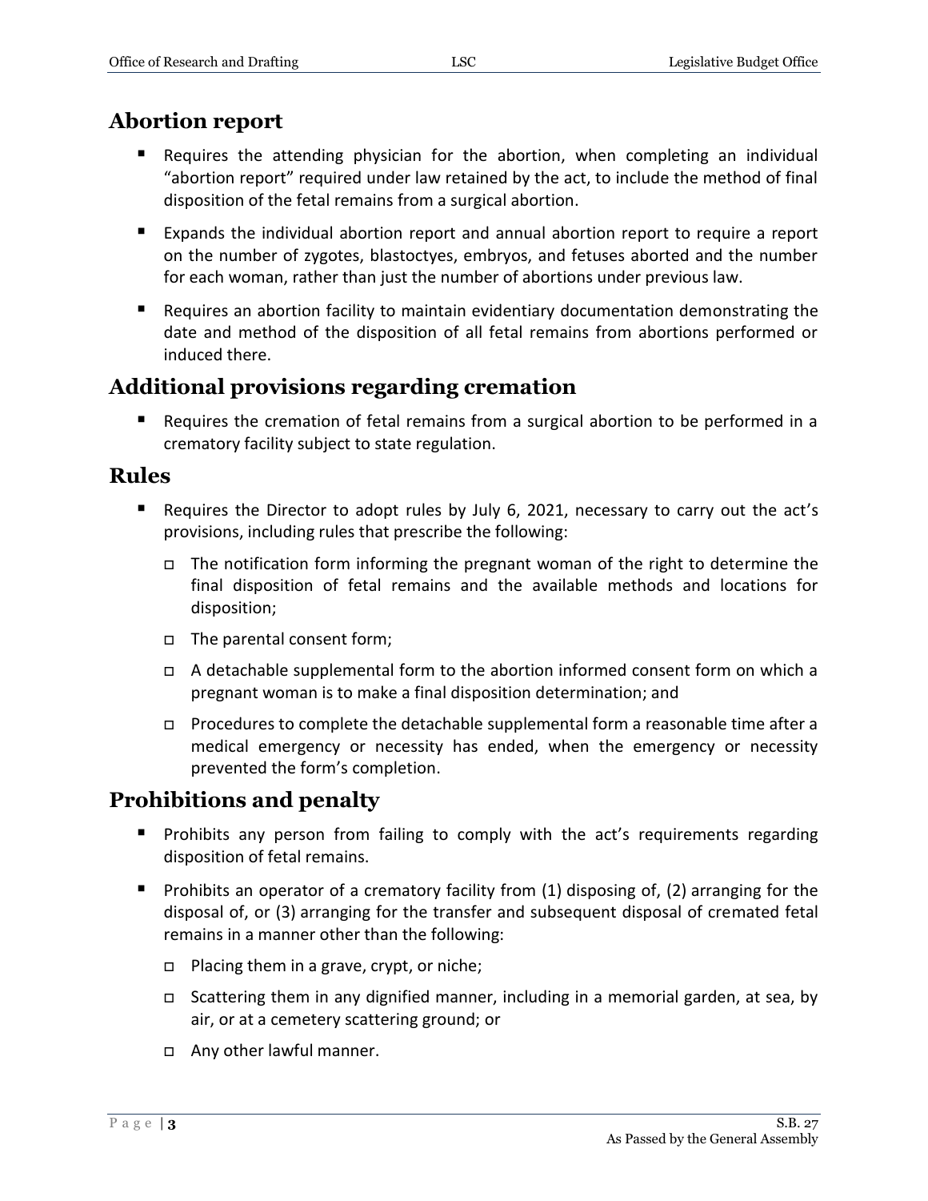## Abortion report

- Requires the attending physician for the abortion, when completing an individual "abortion report" required under law retained by the act, to include the method of final disposition of the fetal remains from a surgical abortion.
- Expands the individual abortion report and annual abortion report to require a report on the number of zygotes, blastoctyes, embryos, and fetuses aborted and the number for each woman, rather than just the number of abortions under previous law.
- Requires an abortion facility to maintain evidentiary documentation demonstrating the date and method of the disposition of all fetal remains from abortions performed or induced there.

## Additional provisions regarding cremation

- Requires the cremation of fetal remains from a surgical abortion to be performed in a crematory facility subject to state regulation.

## Rules

- Requires the Director to adopt rules by July 6, 2021, necessary to carry out the act's provisions, including rules that prescribe the following:
  - The notification form informing the pregnant woman of the right to determine the final disposition of fetal remains and the available methods and locations for disposition;
  - The parental consent form;
  - A detachable supplemental form to the abortion informed consent form on which a pregnant woman is to make a final disposition determination; and
  - Procedures to complete the detachable supplemental form a reasonable time after a medical emergency or necessity has ended, when the emergency or necessity prevented the form's completion.

## Prohibitions and penalty

- Prohibits any person from failing to comply with the act's requirements regarding disposition of fetal remains.
- Prohibits an operator of a crematory facility from (1) disposing of, (2) arranging for the disposal of, or (3) arranging for the transfer and subsequent disposal of cremated fetal remains in a manner other than the following:
  - Placing them in a grave, crypt, or niche;
  - Scattering them in any dignified manner, including in a memorial garden, at sea, by air, or at a cemetery scattering ground; or
  - Any other lawful manner.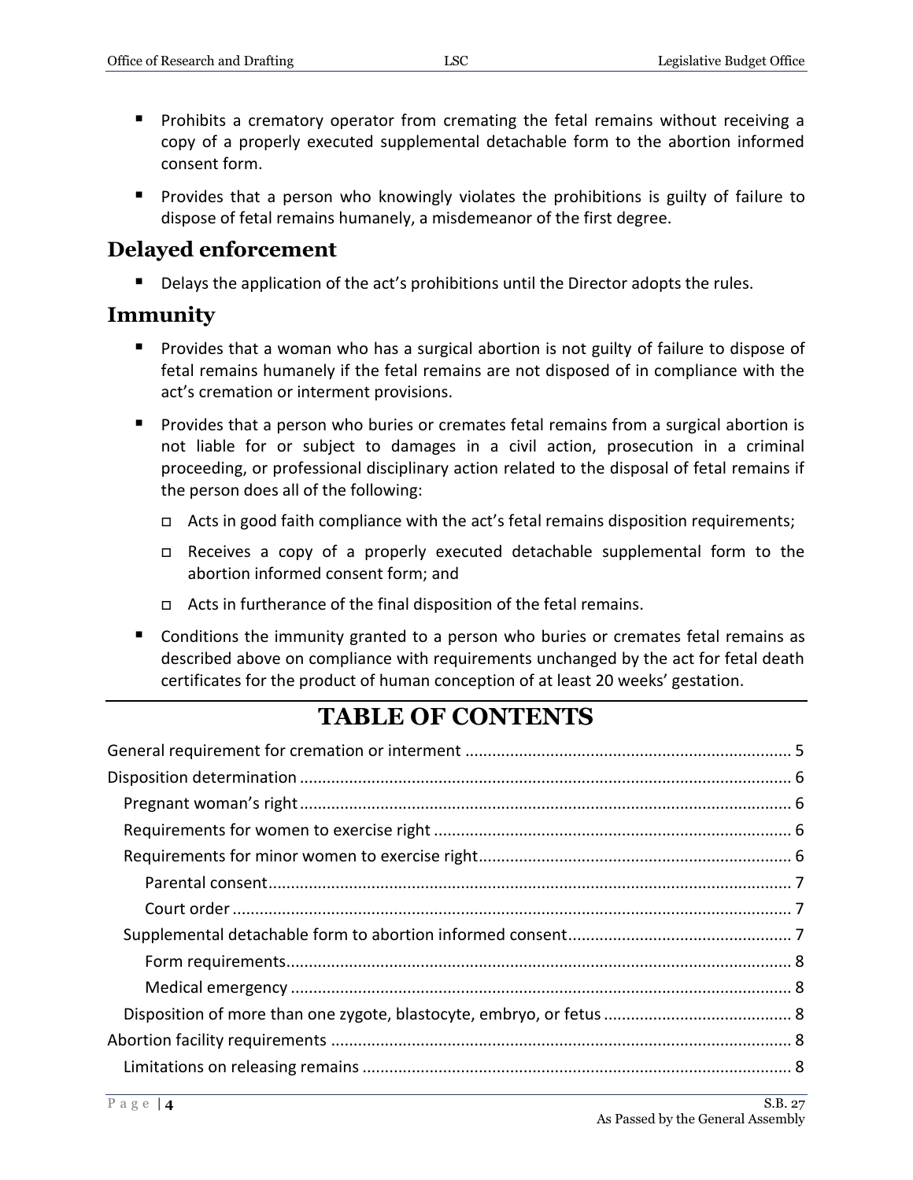- Prohibits a crematory operator from cremating the fetal remains without receiving a copy of a properly executed supplemental detachable form to the abortion informed consent form.
- Provides that a person who knowingly violates the prohibitions is guilty of failure to dispose of fetal remains humanely, a misdemeanor of the first degree.

## Delayed enforcement

- Delays the application of the act's prohibitions until the Director adopts the rules.

## Immunity

- Provides that a woman who has a surgical abortion is not guilty of failure to dispose of fetal remains humanely if the fetal remains are not disposed of in compliance with the act's cremation or interment provisions.
- Provides that a person who buries or cremates fetal remains from a surgical abortion is not liable for or subject to damages in a civil action, prosecution in a criminal proceeding, or professional disciplinary action related to the disposal of fetal remains if the person does all of the following:
  - Acts in good faith compliance with the act's fetal remains disposition requirements;
  - Receives a copy of a properly executed detachable supplemental form to the abortion informed consent form; and
  - Acts in furtherance of the final disposition of the fetal remains.
- Conditions the immunity granted to a person who buries or cremates fetal remains as described above on compliance with requirements unchanged by the act for fetal death certificates for the product of human conception of at least 20 weeks' gestation.

# TABLE OF CONTENTS

General requirement for cremation or interment ........ 5
Disposition determination ........ 6
- Pregnant woman's right ........ 6
- Requirements for women to exercise right ........ 6
- Requirements for minor women to exercise right ........ 6
  - Parental consent ........ 7
  - Court order ........ 7
- Supplemental detachable form to abortion informed consent ........ 7
  - Form requirements ........ 8
  - Medical emergency ........ 8
- Disposition of more than one zygote, blastocyte, embryo, or fetus ........ 8

Abortion facility requirements ........ 8
- Limitations on releasing remains ........ 8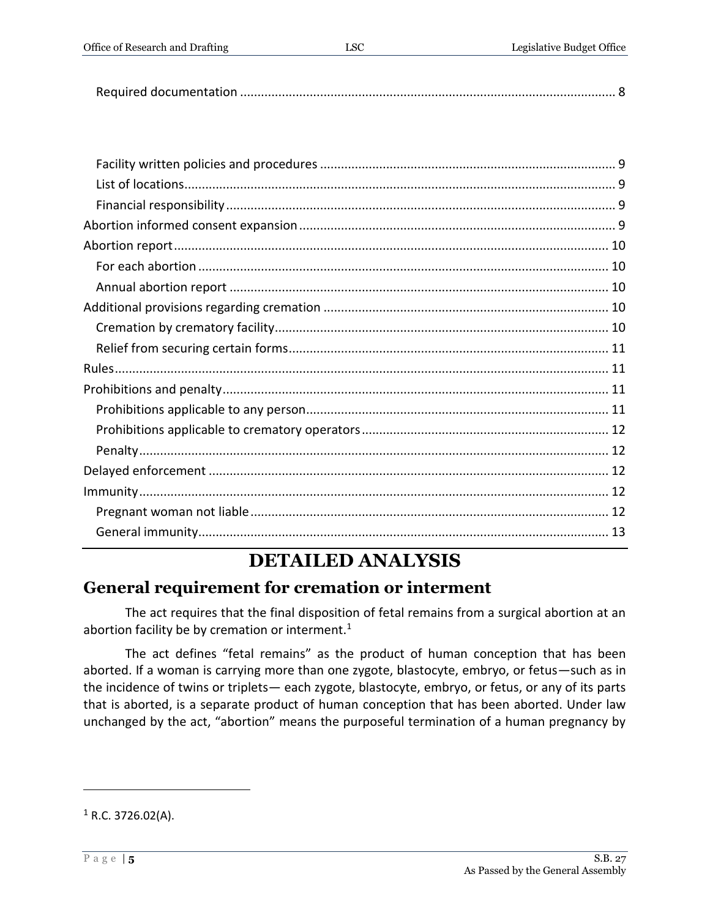Required documentation ........................................................................................................... 8

Facility written policies and procedures .................................................................................... 9
List of locations.......................................................................................................................... 9
Financial responsibility ............................................................................................................... 9
Abortion informed consent expansion .......................................................................................... 9
Abortion report ........................................................................................................................... 10
For each abortion ..................................................................................................................... 10
Annual abortion report ............................................................................................................ 10
Additional provisions regarding cremation ................................................................................. 10
Cremation by crematory facility ............................................................................................... 10
Relief from securing certain forms ........................................................................................... 11
Rules ............................................................................................................................................ 11
Prohibitions and penalty ............................................................................................................. 11
Prohibitions applicable to any person ...................................................................................... 11
Prohibitions applicable to crematory operators ....................................................................... 12
Penalty ...................................................................................................................................... 12
Delayed enforcement ................................................................................................................. 12
Immunity ..................................................................................................................................... 12
Pregnant woman not liable ...................................................................................................... 12
General immunity..................................................................................................................... 13

# DETAILED ANALYSIS

## General requirement for cremation or interment

The act requires that the final disposition of fetal remains from a surgical abortion at an abortion facility be by cremation or interment.[1]

The act defines "fetal remains" as the product of human conception that has been aborted. If a woman is carrying more than one zygote, blastocyte, embryo, or fetus—such as in the incidence of twins or triplets— each zygote, blastocyte, embryo, or fetus, or any of its parts that is aborted, is a separate product of human conception that has been aborted. Under law unchanged by the act, "abortion" means the purposeful termination of a human pregnancy by

---

[1] R.C. 3726.02(A).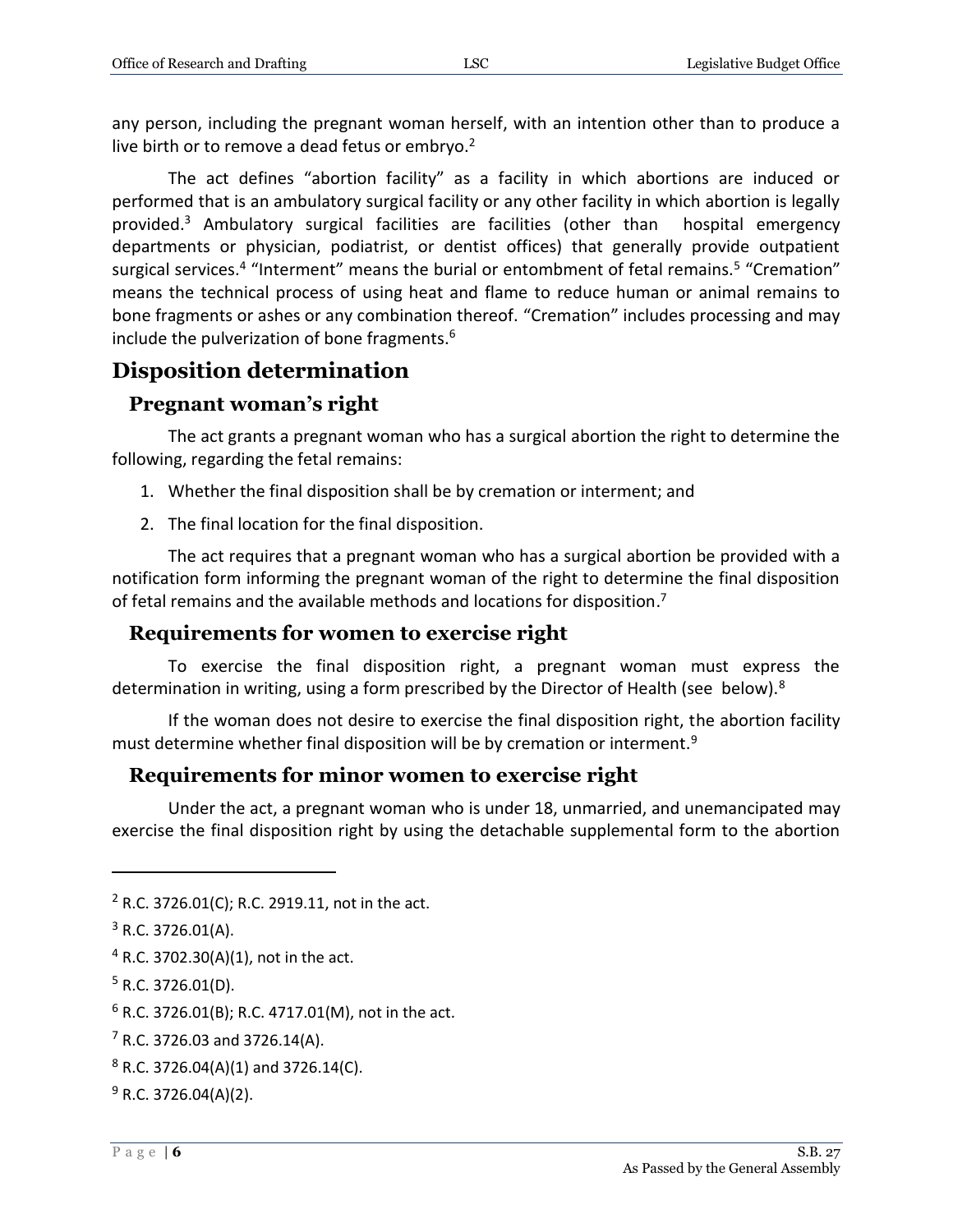any person, including the pregnant woman herself, with an intention other than to produce a live birth or to remove a dead fetus or embryo.[2]

The act defines "abortion facility" as a facility in which abortions are induced or performed that is an ambulatory surgical facility or any other facility in which abortion is legally provided.[3] Ambulatory surgical facilities are facilities (other than hospital emergency departments or physician, podiatrist, or dentist offices) that generally provide outpatient surgical services.[4] "Interment" means the burial or entombment of fetal remains.[5] "Cremation" means the technical process of using heat and flame to reduce human or animal remains to bone fragments or ashes or any combination thereof. "Cremation" includes processing and may include the pulverization of bone fragments.[6]

## Disposition determination

### Pregnant woman's right

The act grants a pregnant woman who has a surgical abortion the right to determine the following, regarding the fetal remains:

1. Whether the final disposition shall be by cremation or interment; and
2. The final location for the final disposition.

The act requires that a pregnant woman who has a surgical abortion be provided with a notification form informing the pregnant woman of the right to determine the final disposition of fetal remains and the available methods and locations for disposition.[7]

### Requirements for women to exercise right

To exercise the final disposition right, a pregnant woman must express the determination in writing, using a form prescribed by the Director of Health (see below).[8]

If the woman does not desire to exercise the final disposition right, the abortion facility must determine whether final disposition will be by cremation or interment.[9]

### Requirements for minor women to exercise right

Under the act, a pregnant woman who is under 18, unmarried, and unemancipated may exercise the final disposition right by using the detachable supplemental form to the abortion

---

[2] R.C. 3726.01(C); R.C. 2919.11, not in the act.

[3] R.C. 3726.01(A).

[4] R.C. 3702.30(A)(1), not in the act.

[5] R.C. 3726.01(D).

[6] R.C. 3726.01(B); R.C. 4717.01(M), not in the act.

[7] R.C. 3726.03 and 3726.14(A).

[8] R.C. 3726.04(A)(1) and 3726.14(C).

[9] R.C. 3726.04(A)(2).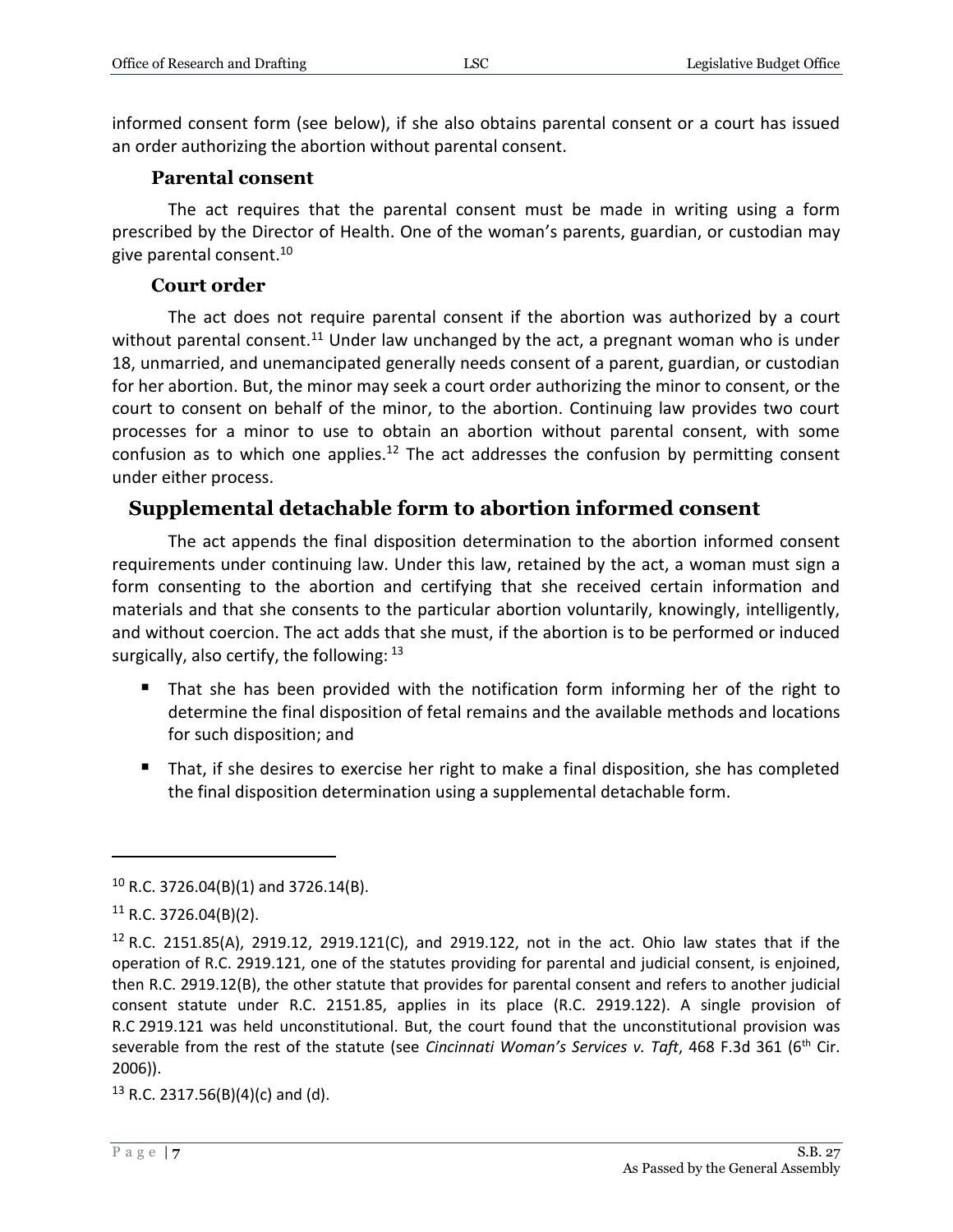informed consent form (see below), if she also obtains parental consent or a court has issued an order authorizing the abortion without parental consent.

### Parental consent

The act requires that the parental consent must be made in writing using a form prescribed by the Director of Health. One of the woman's parents, guardian, or custodian may give parental consent.[10]

### Court order

The act does not require parental consent if the abortion was authorized by a court without parental consent.[11] Under law unchanged by the act, a pregnant woman who is under 18, unmarried, and unemancipated generally needs consent of a parent, guardian, or custodian for her abortion. But, the minor may seek a court order authorizing the minor to consent, or the court to consent on behalf of the minor, to the abortion. Continuing law provides two court processes for a minor to use to obtain an abortion without parental consent, with some confusion as to which one applies.[12] The act addresses the confusion by permitting consent under either process.

## Supplemental detachable form to abortion informed consent

The act appends the final disposition determination to the abortion informed consent requirements under continuing law. Under this law, retained by the act, a woman must sign a form consenting to the abortion and certifying that she received certain information and materials and that she consents to the particular abortion voluntarily, knowingly, intelligently, and without coercion. The act adds that she must, if the abortion is to be performed or induced surgically, also certify, the following: [13]

- That she has been provided with the notification form informing her of the right to determine the final disposition of fetal remains and the available methods and locations for such disposition; and
- That, if she desires to exercise her right to make a final disposition, she has completed the final disposition determination using a supplemental detachable form.

---

[10] R.C. 3726.04(B)(1) and 3726.14(B).

[11] R.C. 3726.04(B)(2).

[12] R.C. 2151.85(A), 2919.12, 2919.121(C), and 2919.122, not in the act. Ohio law states that if the operation of R.C. 2919.121, one of the statutes providing for parental and judicial consent, is enjoined, then R.C. 2919.12(B), the other statute that provides for parental consent and refers to another judicial consent statute under R.C. 2151.85, applies in its place (R.C. 2919.122). A single provision of R.C 2919.121 was held unconstitutional. But, the court found that the unconstitutional provision was severable from the rest of the statute (see *Cincinnati Woman's Services v. Taft*, 468 F.3d 361 (6th Cir. 2006)).

[13] R.C. 2317.56(B)(4)(c) and (d).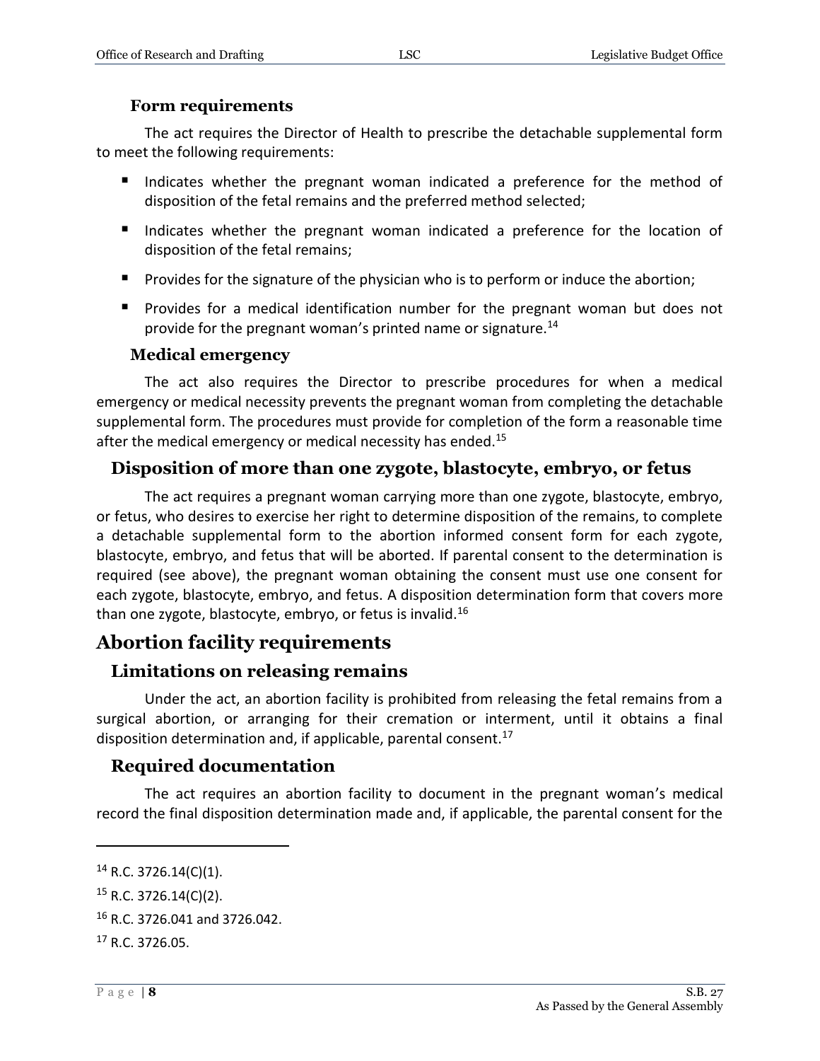### Form requirements

The act requires the Director of Health to prescribe the detachable supplemental form to meet the following requirements:

- Indicates whether the pregnant woman indicated a preference for the method of disposition of the fetal remains and the preferred method selected;
- Indicates whether the pregnant woman indicated a preference for the location of disposition of the fetal remains;
- Provides for the signature of the physician who is to perform or induce the abortion;
- Provides for a medical identification number for the pregnant woman but does not provide for the pregnant woman's printed name or signature.[14]

### Medical emergency

The act also requires the Director to prescribe procedures for when a medical emergency or medical necessity prevents the pregnant woman from completing the detachable supplemental form. The procedures must provide for completion of the form a reasonable time after the medical emergency or medical necessity has ended.[15]

## Disposition of more than one zygote, blastocyte, embryo, or fetus

The act requires a pregnant woman carrying more than one zygote, blastocyte, embryo, or fetus, who desires to exercise her right to determine disposition of the remains, to complete a detachable supplemental form to the abortion informed consent form for each zygote, blastocyte, embryo, and fetus that will be aborted. If parental consent to the determination is required (see above), the pregnant woman obtaining the consent must use one consent for each zygote, blastocyte, embryo, and fetus. A disposition determination form that covers more than one zygote, blastocyte, embryo, or fetus is invalid.[16]

# Abortion facility requirements

## Limitations on releasing remains

Under the act, an abortion facility is prohibited from releasing the fetal remains from a surgical abortion, or arranging for their cremation or interment, until it obtains a final disposition determination and, if applicable, parental consent.[17]

## Required documentation

The act requires an abortion facility to document in the pregnant woman's medical record the final disposition determination made and, if applicable, the parental consent for the

---

[14] R.C. 3726.14(C)(1).

[15] R.C. 3726.14(C)(2).

[16] R.C. 3726.041 and 3726.042.

[17] R.C. 3726.05.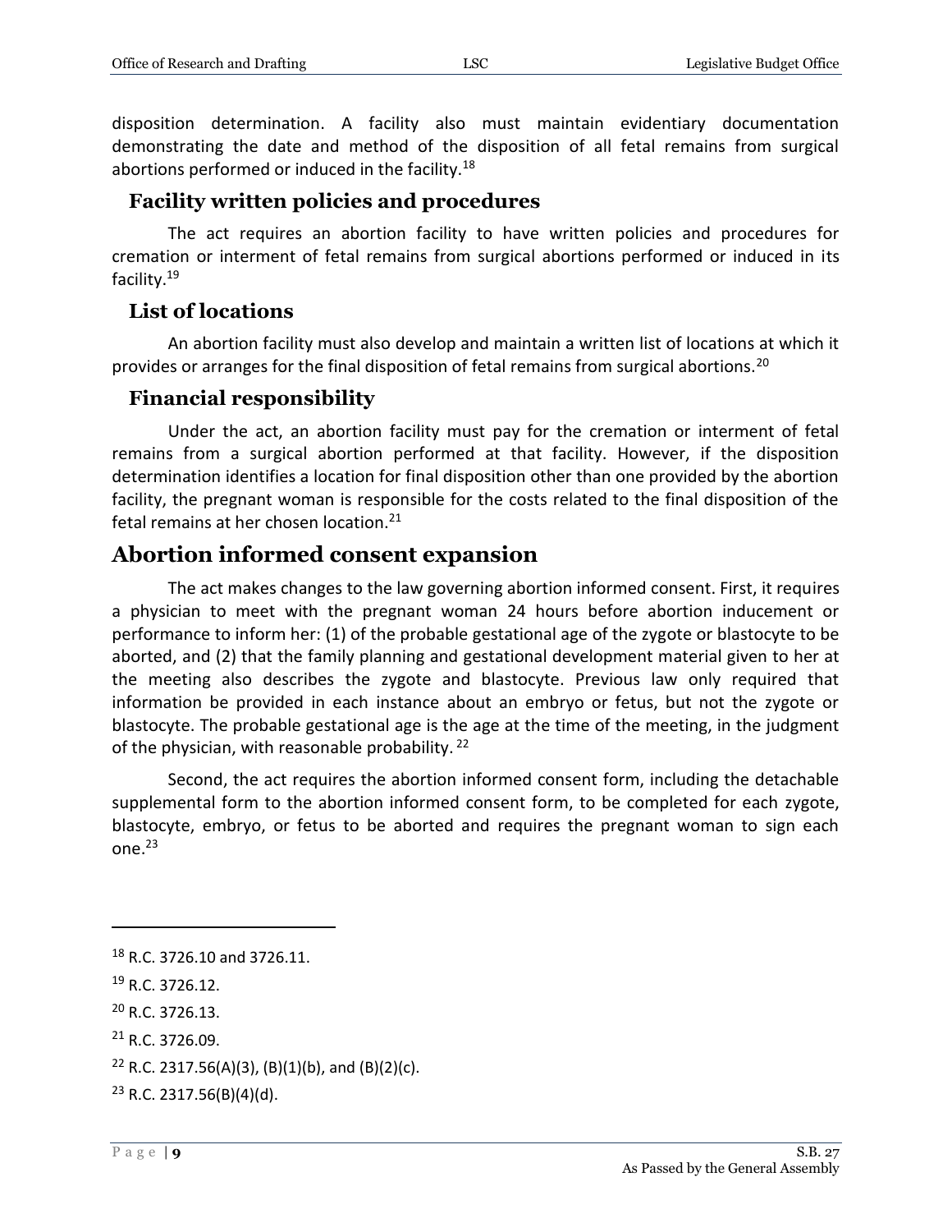disposition determination. A facility also must maintain evidentiary documentation demonstrating the date and method of the disposition of all fetal remains from surgical abortions performed or induced in the facility.[18]

### Facility written policies and procedures

The act requires an abortion facility to have written policies and procedures for cremation or interment of fetal remains from surgical abortions performed or induced in its facility.[19]

### List of locations

An abortion facility must also develop and maintain a written list of locations at which it provides or arranges for the final disposition of fetal remains from surgical abortions.[20]

### Financial responsibility

Under the act, an abortion facility must pay for the cremation or interment of fetal remains from a surgical abortion performed at that facility. However, if the disposition determination identifies a location for final disposition other than one provided by the abortion facility, the pregnant woman is responsible for the costs related to the final disposition of the fetal remains at her chosen location.[21]

## Abortion informed consent expansion

The act makes changes to the law governing abortion informed consent. First, it requires a physician to meet with the pregnant woman 24 hours before abortion inducement or performance to inform her: (1) of the probable gestational age of the zygote or blastocyte to be aborted, and (2) that the family planning and gestational development material given to her at the meeting also describes the zygote and blastocyte. Previous law only required that information be provided in each instance about an embryo or fetus, but not the zygote or blastocyte. The probable gestational age is the age at the time of the meeting, in the judgment of the physician, with reasonable probability.[22]

Second, the act requires the abortion informed consent form, including the detachable supplemental form to the abortion informed consent form, to be completed for each zygote, blastocyte, embryo, or fetus to be aborted and requires the pregnant woman to sign each one.[23]

---

[18] R.C. 3726.10 and 3726.11.

[19] R.C. 3726.12.

[20] R.C. 3726.13.

[21] R.C. 3726.09.

[22] R.C. 2317.56(A)(3), (B)(1)(b), and (B)(2)(c).

[23] R.C. 2317.56(B)(4)(d).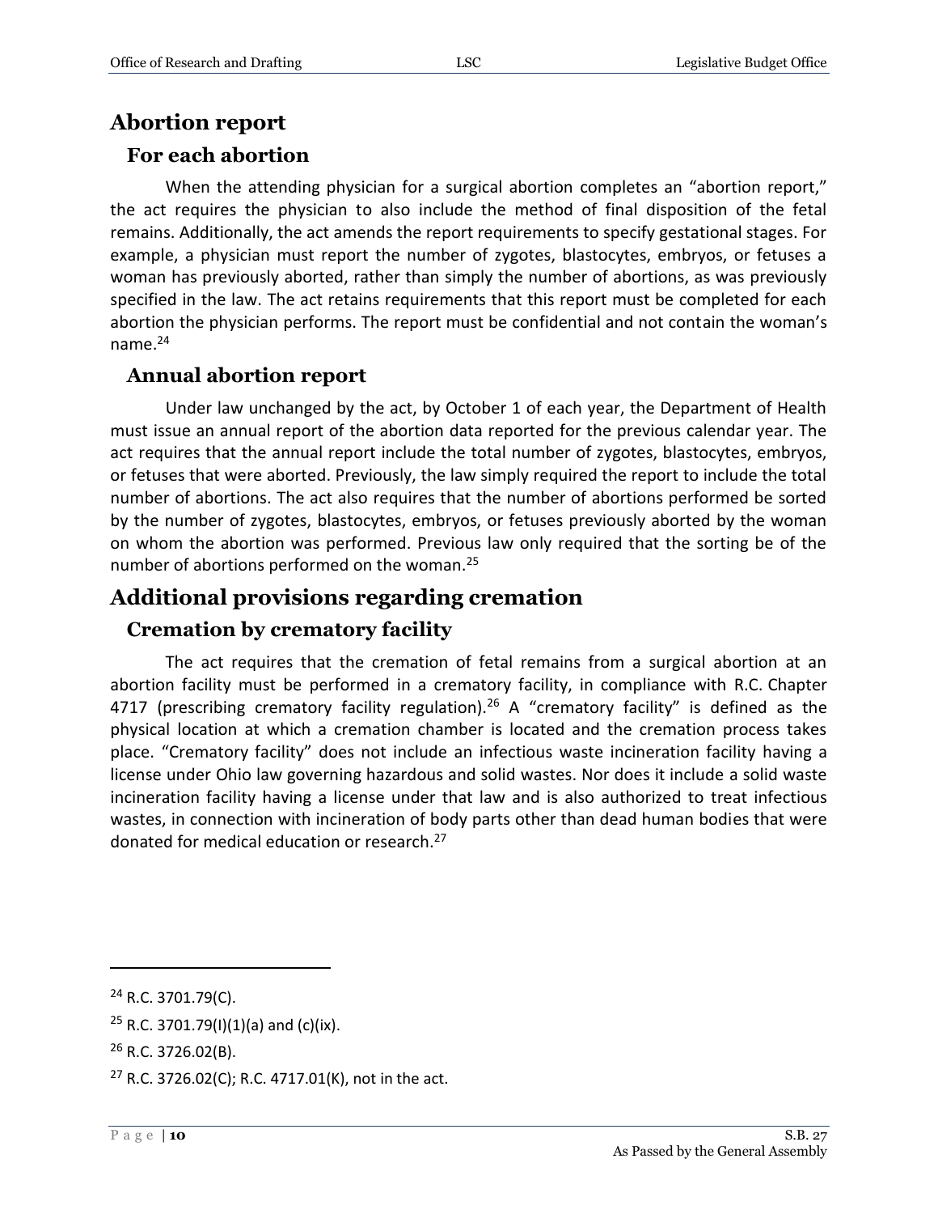## Abortion report

### For each abortion

When the attending physician for a surgical abortion completes an "abortion report," the act requires the physician to also include the method of final disposition of the fetal remains. Additionally, the act amends the report requirements to specify gestational stages. For example, a physician must report the number of zygotes, blastocytes, embryos, or fetuses a woman has previously aborted, rather than simply the number of abortions, as was previously specified in the law. The act retains requirements that this report must be completed for each abortion the physician performs. The report must be confidential and not contain the woman's name.[24]

### Annual abortion report

Under law unchanged by the act, by October 1 of each year, the Department of Health must issue an annual report of the abortion data reported for the previous calendar year. The act requires that the annual report include the total number of zygotes, blastocytes, embryos, or fetuses that were aborted. Previously, the law simply required the report to include the total number of abortions. The act also requires that the number of abortions performed be sorted by the number of zygotes, blastocytes, embryos, or fetuses previously aborted by the woman on whom the abortion was performed. Previous law only required that the sorting be of the number of abortions performed on the woman.[25]

## Additional provisions regarding cremation

### Cremation by crematory facility

The act requires that the cremation of fetal remains from a surgical abortion at an abortion facility must be performed in a crematory facility, in compliance with R.C. Chapter 4717 (prescribing crematory facility regulation).[26] A "crematory facility" is defined as the physical location at which a cremation chamber is located and the cremation process takes place. "Crematory facility" does not include an infectious waste incineration facility having a license under Ohio law governing hazardous and solid wastes. Nor does it include a solid waste incineration facility having a license under that law and is also authorized to treat infectious wastes, in connection with incineration of body parts other than dead human bodies that were donated for medical education or research.[27]

---

[24] R.C. 3701.79(C).

[25] R.C. 3701.79(I)(1)(a) and (c)(ix).

[26] R.C. 3726.02(B).

[27] R.C. 3726.02(C); R.C. 4717.01(K), not in the act.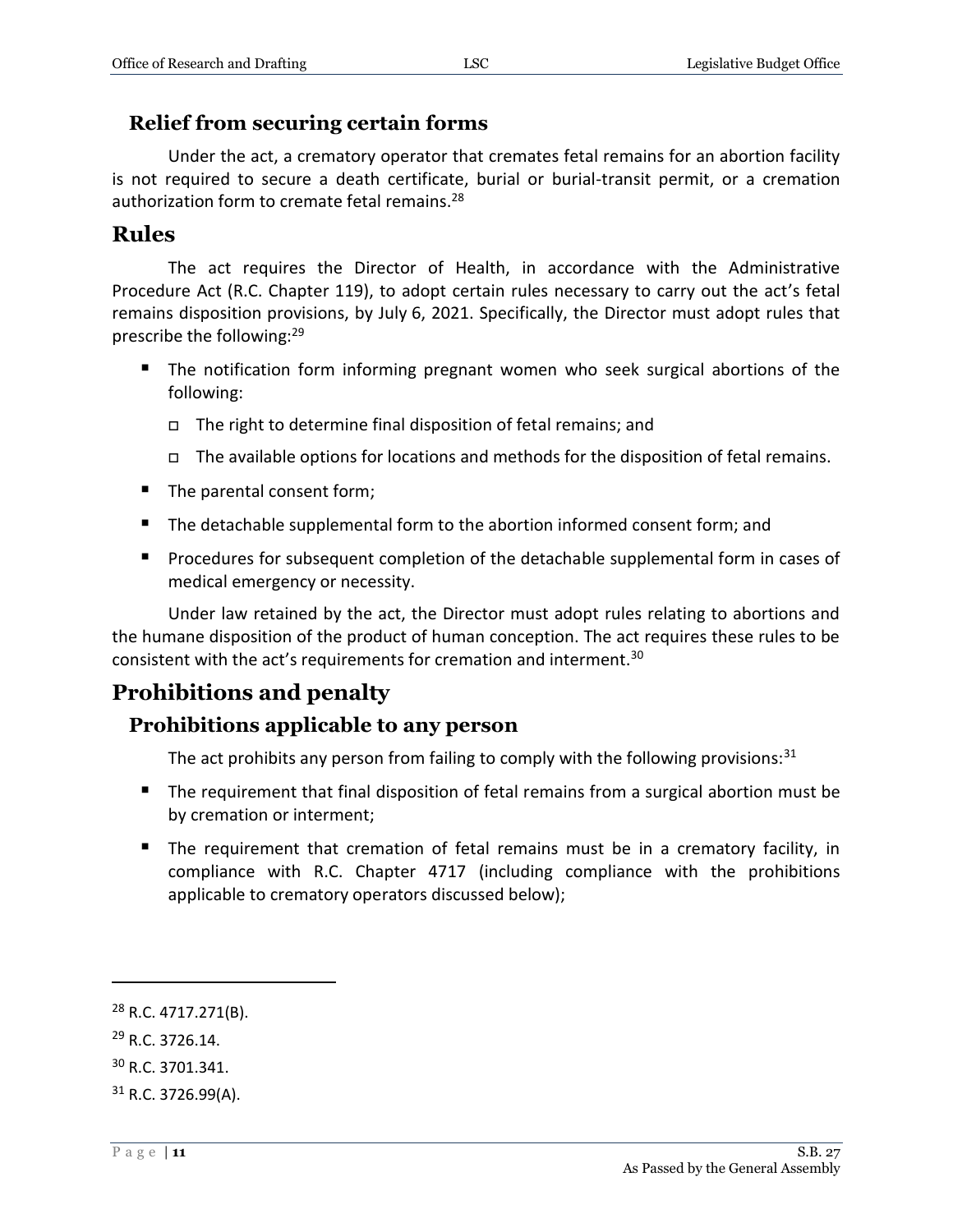### Relief from securing certain forms

Under the act, a crematory operator that cremates fetal remains for an abortion facility is not required to secure a death certificate, burial or burial-transit permit, or a cremation authorization form to cremate fetal remains.[28]

## Rules

The act requires the Director of Health, in accordance with the Administrative Procedure Act (R.C. Chapter 119), to adopt certain rules necessary to carry out the act's fetal remains disposition provisions, by July 6, 2021. Specifically, the Director must adopt rules that prescribe the following:[29]

- The notification form informing pregnant women who seek surgical abortions of the following:
  - The right to determine final disposition of fetal remains; and
  - The available options for locations and methods for the disposition of fetal remains.
- The parental consent form;
- The detachable supplemental form to the abortion informed consent form; and
- Procedures for subsequent completion of the detachable supplemental form in cases of medical emergency or necessity.

Under law retained by the act, the Director must adopt rules relating to abortions and the humane disposition of the product of human conception. The act requires these rules to be consistent with the act's requirements for cremation and interment.[30]

## Prohibitions and penalty

### Prohibitions applicable to any person

The act prohibits any person from failing to comply with the following provisions:[31]

- The requirement that final disposition of fetal remains from a surgical abortion must be by cremation or interment;
- The requirement that cremation of fetal remains must be in a crematory facility, in compliance with R.C. Chapter 4717 (including compliance with the prohibitions applicable to crematory operators discussed below);

---

[28] R.C. 4717.271(B).

[29] R.C. 3726.14.

[30] R.C. 3701.341.

[31] R.C. 3726.99(A).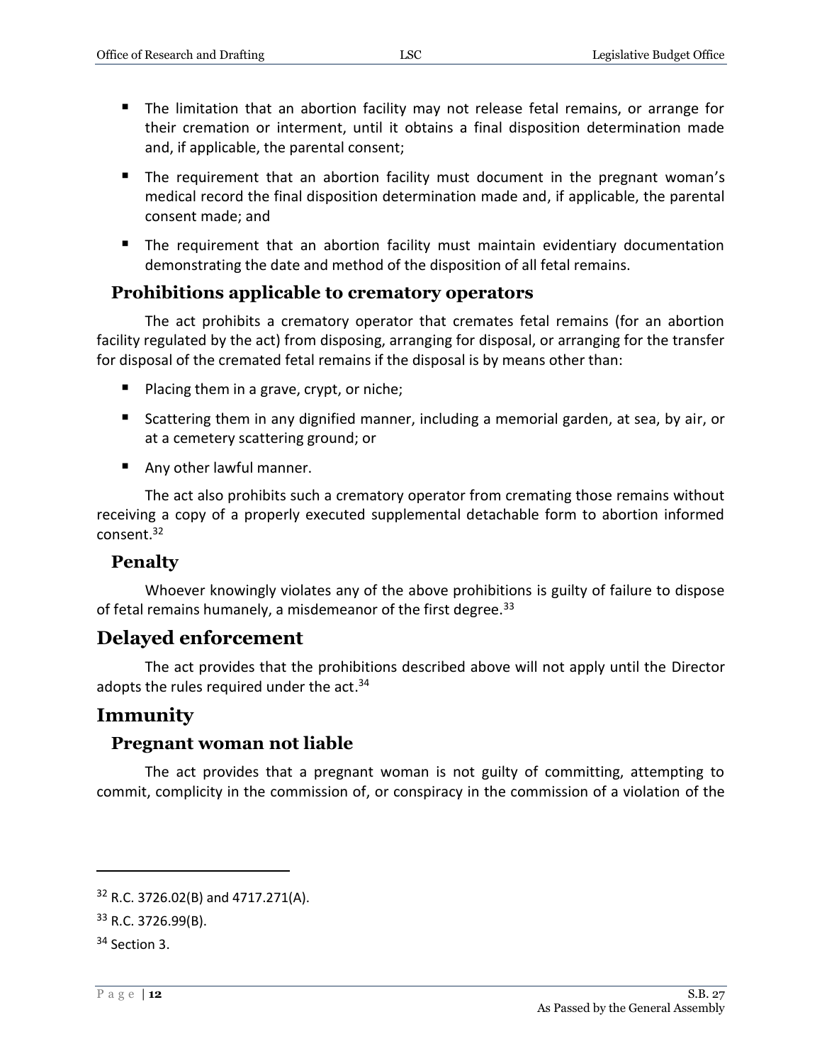- The limitation that an abortion facility may not release fetal remains, or arrange for their cremation or interment, until it obtains a final disposition determination made and, if applicable, the parental consent;
- The requirement that an abortion facility must document in the pregnant woman's medical record the final disposition determination made and, if applicable, the parental consent made; and
- The requirement that an abortion facility must maintain evidentiary documentation demonstrating the date and method of the disposition of all fetal remains.

### Prohibitions applicable to crematory operators

The act prohibits a crematory operator that cremates fetal remains (for an abortion facility regulated by the act) from disposing, arranging for disposal, or arranging for the transfer for disposal of the cremated fetal remains if the disposal is by means other than:

- Placing them in a grave, crypt, or niche;
- Scattering them in any dignified manner, including a memorial garden, at sea, by air, or at a cemetery scattering ground; or
- Any other lawful manner.

The act also prohibits such a crematory operator from cremating those remains without receiving a copy of a properly executed supplemental detachable form to abortion informed consent.[32]

### Penalty

Whoever knowingly violates any of the above prohibitions is guilty of failure to dispose of fetal remains humanely, a misdemeanor of the first degree.[33]

## Delayed enforcement

The act provides that the prohibitions described above will not apply until the Director adopts the rules required under the act.[34]

## Immunity

### Pregnant woman not liable

The act provides that a pregnant woman is not guilty of committing, attempting to commit, complicity in the commission of, or conspiracy in the commission of a violation of the

---

[32] R.C. 3726.02(B) and 4717.271(A).

[33] R.C. 3726.99(B).

[34] Section 3.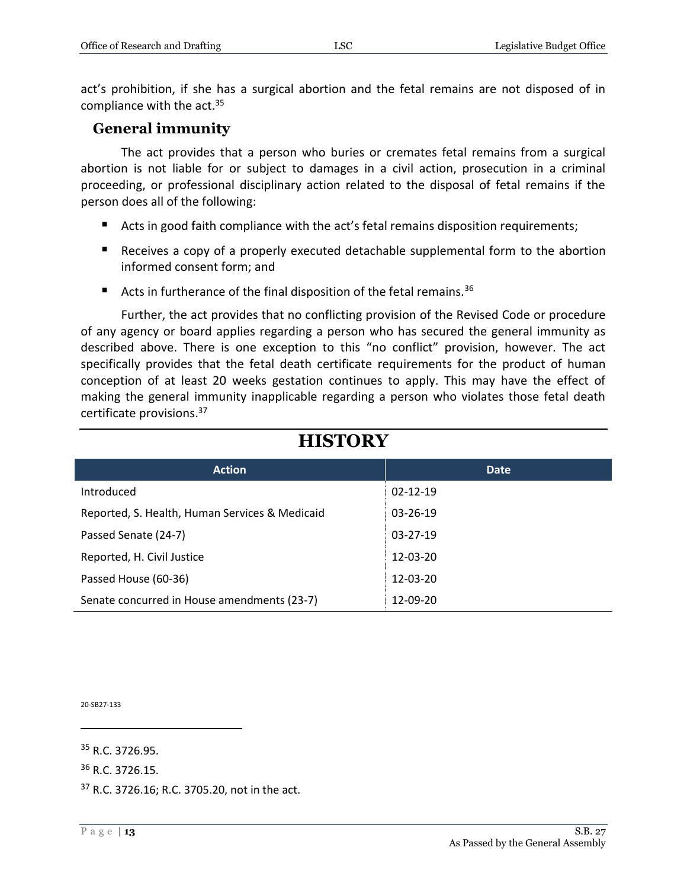act's prohibition, if she has a surgical abortion and the fetal remains are not disposed of in compliance with the act.[35]

### General immunity

The act provides that a person who buries or cremates fetal remains from a surgical abortion is not liable for or subject to damages in a civil action, prosecution in a criminal proceeding, or professional disciplinary action related to the disposal of fetal remains if the person does all of the following:

- Acts in good faith compliance with the act's fetal remains disposition requirements;
- Receives a copy of a properly executed detachable supplemental form to the abortion informed consent form; and
- Acts in furtherance of the final disposition of the fetal remains.[36]

Further, the act provides that no conflicting provision of the Revised Code or procedure of any agency or board applies regarding a person who has secured the general immunity as described above. There is one exception to this "no conflict" provision, however. The act specifically provides that the fetal death certificate requirements for the product of human conception of at least 20 weeks gestation continues to apply. This may have the effect of making the general immunity inapplicable regarding a person who violates those fetal death certificate provisions.[37]

## HISTORY

| Action | Date |
|---|---|
| Introduced | 02-12-19 |
| Reported, S. Health, Human Services & Medicaid | 03-26-19 |
| Passed Senate (24-7) | 03-27-19 |
| Reported, H. Civil Justice | 12-03-20 |
| Passed House (60-36) | 12-03-20 |
| Senate concurred in House amendments (23-7) | 12-09-20 |

20-SB27-133

[35] R.C. 3726.95.

[36] R.C. 3726.15.

[37] R.C. 3726.16; R.C. 3705.20, not in the act.